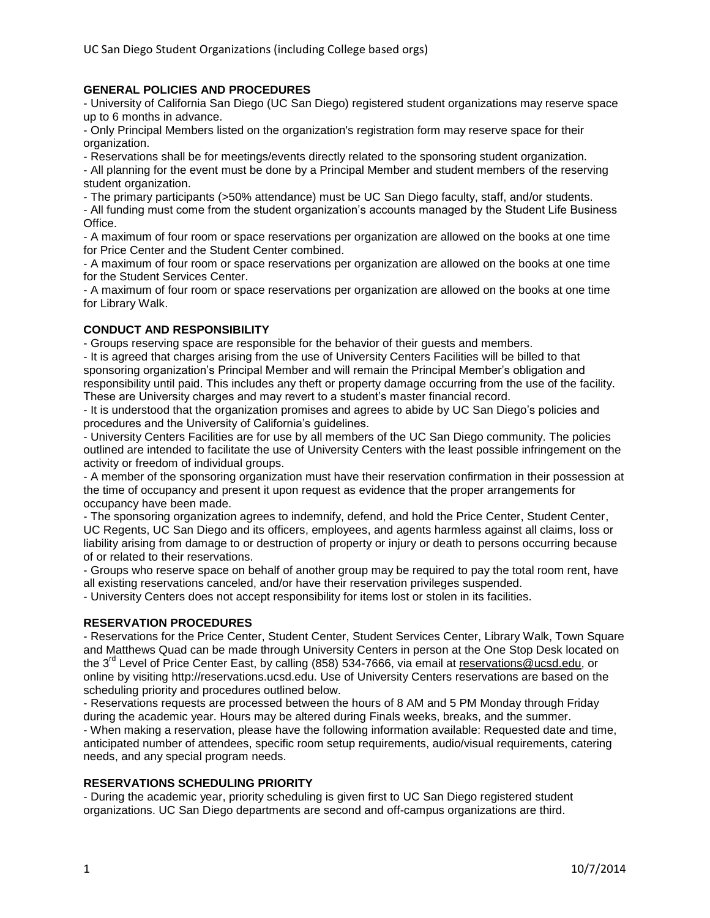UC San Diego Student Organizations (including College based orgs)

## GENERAL POLICIES AND PROCEDURES

- University of California San Diego (UC San Diego) registered student organizations may reserve space up to 6 months in advance.
- Only Principal Members listed on the organization's registration form may reserve space for their organization.
- Reservations shall be for meetings/events directly related to the sponsoring student organization.
- All planning for the event must be done by a Principal Member and student members of the reserving student organization.
- The primary participants (>50% attendance) must be UC San Diego faculty, staff, and/or students.
- All funding must come from the student organization's accounts managed by the Student Life Business Office.
- A maximum of four room or space reservations per organization are allowed on the books at one time for Price Center and the Student Center combined.
- A maximum of four room or space reservations per organization are allowed on the books at one time for the Student Services Center.
- A maximum of four room or space reservations per organization are allowed on the books at one time for Library Walk.

## CONDUCT AND RESPONSIBILITY

- Groups reserving space are responsible for the behavior of their guests and members.
- It is agreed that charges arising from the use of University Centers Facilities will be billed to that sponsoring organization's Principal Member and will remain the Principal Member's obligation and responsibility until paid. This includes any theft or property damage occurring from the use of the facility. These are University charges and may revert to a student's master financial record.
- It is understood that the organization promises and agrees to abide by UC San Diego's policies and procedures and the University of California's guidelines.
- University Centers Facilities are for use by all members of the UC San Diego community. The policies outlined are intended to facilitate the use of University Centers with the least possible infringement on the activity or freedom of individual groups.
- A member of the sponsoring organization must have their reservation confirmation in their possession at the time of occupancy and present it upon request as evidence that the proper arrangements for occupancy have been made.
- The sponsoring organization agrees to indemnify, defend, and hold the Price Center, Student Center, UC Regents, UC San Diego and its officers, employees, and agents harmless against all claims, loss or liability arising from damage to or destruction of property or injury or death to persons occurring because of or related to their reservations.
- Groups who reserve space on behalf of another group may be required to pay the total room rent, have all existing reservations canceled, and/or have their reservation privileges suspended.
- University Centers does not accept responsibility for items lost or stolen in its facilities.

## RESERVATION PROCEDURES

- Reservations for the Price Center, Student Center, Student Services Center, Library Walk, Town Square and Matthews Quad can be made through University Centers in person at the One Stop Desk located on the 3rd Level of Price Center East, by calling (858) 534-7666, via email at reservations@ucsd.edu, or online by visiting http://reservations.ucsd.edu. Use of University Centers reservations are based on the scheduling priority and procedures outlined below.
- Reservations requests are processed between the hours of 8 AM and 5 PM Monday through Friday during the academic year. Hours may be altered during Finals weeks, breaks, and the summer.
- When making a reservation, please have the following information available: Requested date and time, anticipated number of attendees, specific room setup requirements, audio/visual requirements, catering needs, and any special program needs.

## RESERVATIONS SCHEDULING PRIORITY

- During the academic year, priority scheduling is given first to UC San Diego registered student organizations. UC San Diego departments are second and off-campus organizations are third.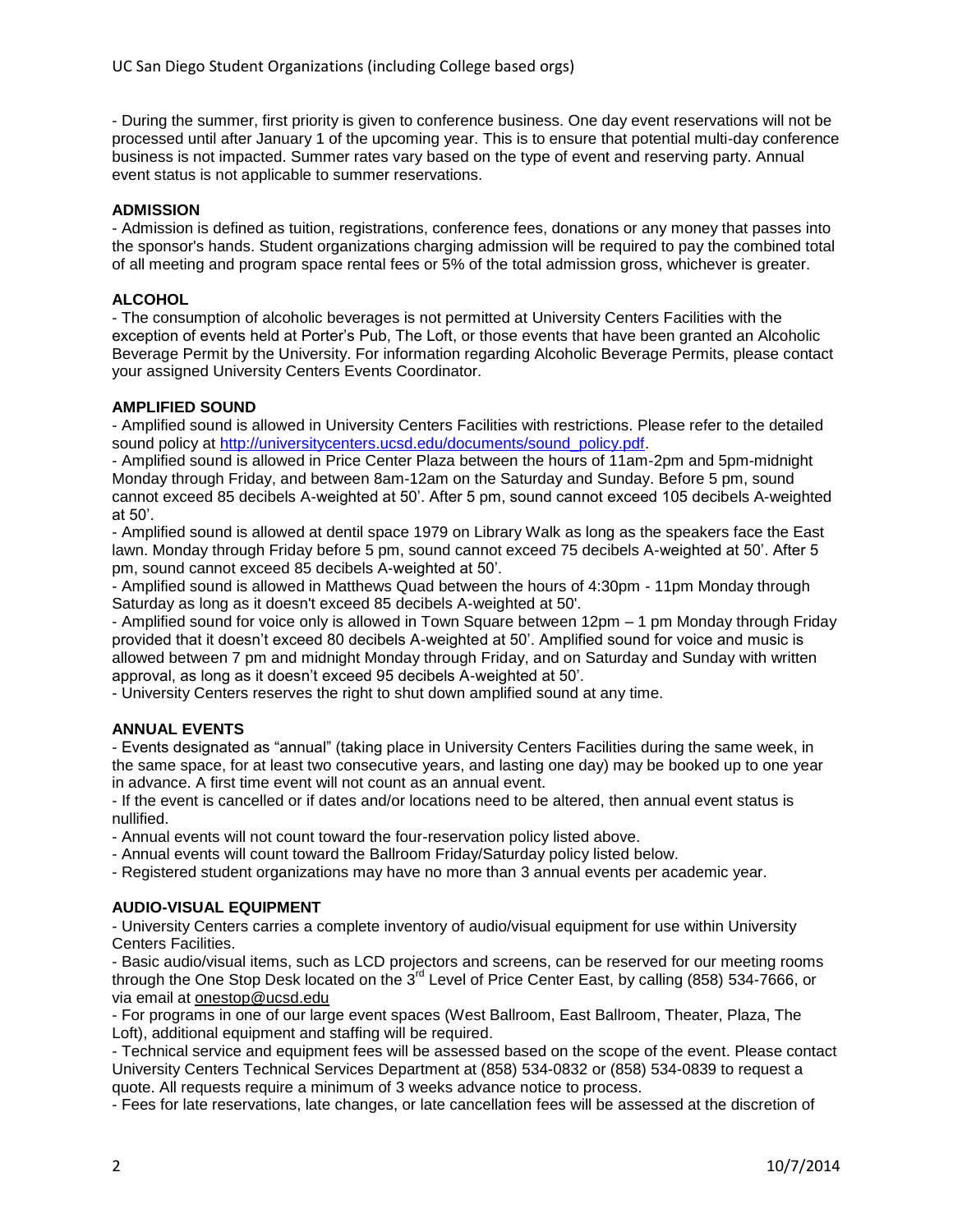- During the summer, first priority is given to conference business. One day event reservations will not be processed until after January 1 of the upcoming year. This is to ensure that potential multi-day conference business is not impacted. Summer rates vary based on the type of event and reserving party. Annual event status is not applicable to summer reservations.

**ADMISSION**

- Admission is defined as tuition, registrations, conference fees, donations or any money that passes into the sponsor's hands. Student organizations charging admission will be required to pay the combined total of all meeting and program space rental fees or 5% of the total admission gross, whichever is greater.

**ALCOHOL**

- The consumption of alcoholic beverages is not permitted at University Centers Facilities with the exception of events held at Porter's Pub, The Loft, or those events that have been granted an Alcoholic Beverage Permit by the University. For information regarding Alcoholic Beverage Permits, please contact your assigned University Centers Events Coordinator.

**AMPLIFIED SOUND**

- Amplified sound is allowed in University Centers Facilities with restrictions. Please refer to the detailed sound policy at [http://universitycenters.ucsd.edu/documents/sound_policy.pdf](http://universitycenters.ucsd.edu/documents/sound_policy.pdf).
- Amplified sound is allowed in Price Center Plaza between the hours of 11am-2pm and 5pm-midnight Monday through Friday, and between 8am-12am on the Saturday and Sunday. Before 5 pm, sound cannot exceed 85 decibels A-weighted at 50'. After 5 pm, sound cannot exceed 105 decibels A-weighted at 50'.
- Amplified sound is allowed at dentil space 1979 on Library Walk as long as the speakers face the East lawn. Monday through Friday before 5 pm, sound cannot exceed 75 decibels A-weighted at 50'. After 5 pm, sound cannot exceed 85 decibels A-weighted at 50'.
- Amplified sound is allowed in Matthews Quad between the hours of 4:30pm - 11pm Monday through Saturday as long as it doesn't exceed 85 decibels A-weighted at 50'.
- Amplified sound for voice only is allowed in Town Square between 12pm – 1 pm Monday through Friday provided that it doesn't exceed 80 decibels A-weighted at 50'. Amplified sound for voice and music is allowed between 7 pm and midnight Monday through Friday, and on Saturday and Sunday with written approval, as long as it doesn't exceed 95 decibels A-weighted at 50'.
- University Centers reserves the right to shut down amplified sound at any time.

**ANNUAL EVENTS**

- Events designated as "annual" (taking place in University Centers Facilities during the same week, in the same space, for at least two consecutive years, and lasting one day) may be booked up to one year in advance. A first time event will not count as an annual event.
- If the event is cancelled or if dates and/or locations need to be altered, then annual event status is nullified.
- Annual events will not count toward the four-reservation policy listed above.
- Annual events will count toward the Ballroom Friday/Saturday policy listed below.
- Registered student organizations may have no more than 3 annual events per academic year.

**AUDIO-VISUAL EQUIPMENT**

- University Centers carries a complete inventory of audio/visual equipment for use within University Centers Facilities.
- Basic audio/visual items, such as LCD projectors and screens, can be reserved for our meeting rooms through the One Stop Desk located on the 3rd Level of Price Center East, by calling (858) 534-7666, or via email at onestop@ucsd.edu
- For programs in one of our large event spaces (West Ballroom, East Ballroom, Theater, Plaza, The Loft), additional equipment and staffing will be required.
- Technical service and equipment fees will be assessed based on the scope of the event. Please contact University Centers Technical Services Department at (858) 534-0832 or (858) 534-0839 to request a quote. All requests require a minimum of 3 weeks advance notice to process.
- Fees for late reservations, late changes, or late cancellation fees will be assessed at the discretion of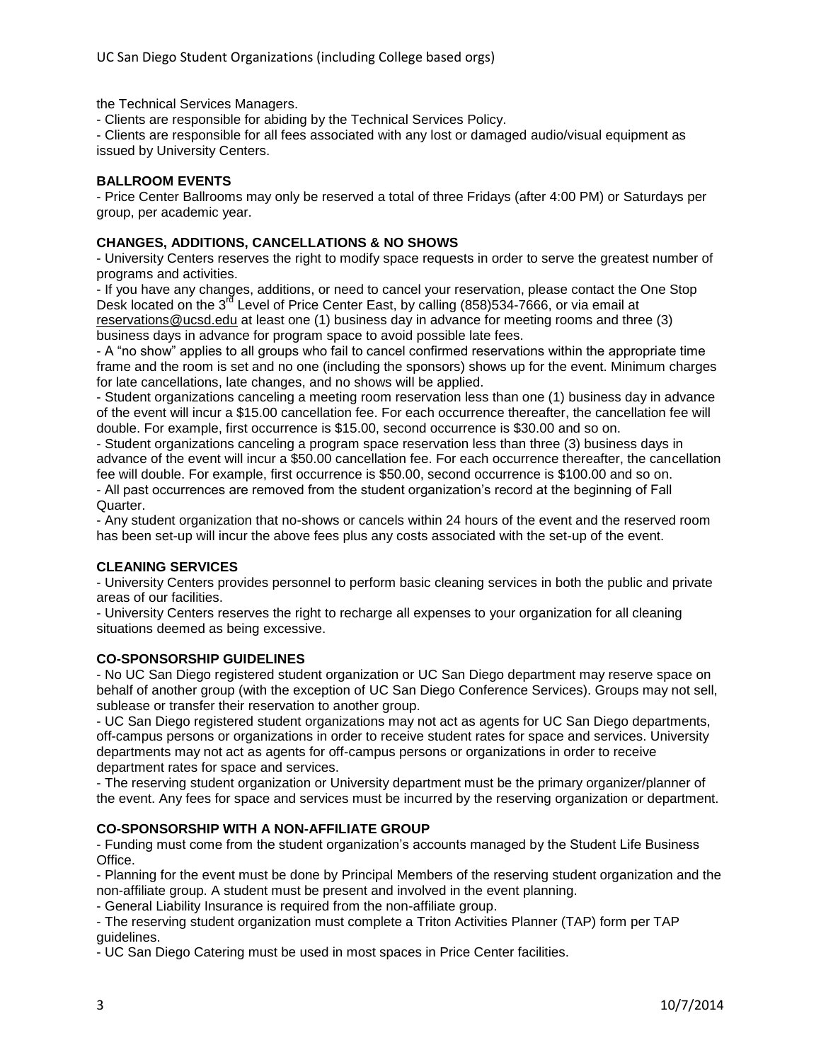the Technical Services Managers.

- Clients are responsible for abiding by the Technical Services Policy.
- Clients are responsible for all fees associated with any lost or damaged audio/visual equipment as issued by University Centers.

**BALLROOM EVENTS**

- Price Center Ballrooms may only be reserved a total of three Fridays (after 4:00 PM) or Saturdays per group, per academic year.

**CHANGES, ADDITIONS, CANCELLATIONS & NO SHOWS**

- University Centers reserves the right to modify space requests in order to serve the greatest number of programs and activities.
- If you have any changes, additions, or need to cancel your reservation, please contact the One Stop Desk located on the 3rd Level of Price Center East, by calling (858)534-7666, or via email at reservations@ucsd.edu at least one (1) business day in advance for meeting rooms and three (3) business days in advance for program space to avoid possible late fees.
- A "no show" applies to all groups who fail to cancel confirmed reservations within the appropriate time frame and the room is set and no one (including the sponsors) shows up for the event. Minimum charges for late cancellations, late changes, and no shows will be applied.
- Student organizations canceling a meeting room reservation less than one (1) business day in advance of the event will incur a $15.00 cancellation fee. For each occurrence thereafter, the cancellation fee will double. For example, first occurrence is $15.00, second occurrence is $30.00 and so on.
- Student organizations canceling a program space reservation less than three (3) business days in advance of the event will incur a $50.00 cancellation fee. For each occurrence thereafter, the cancellation fee will double. For example, first occurrence is $50.00, second occurrence is $100.00 and so on.
- All past occurrences are removed from the student organization's record at the beginning of Fall Quarter.
- Any student organization that no-shows or cancels within 24 hours of the event and the reserved room has been set-up will incur the above fees plus any costs associated with the set-up of the event.

**CLEANING SERVICES**

- University Centers provides personnel to perform basic cleaning services in both the public and private areas of our facilities.
- University Centers reserves the right to recharge all expenses to your organization for all cleaning situations deemed as being excessive.

**CO-SPONSORSHIP GUIDELINES**

- No UC San Diego registered student organization or UC San Diego department may reserve space on behalf of another group (with the exception of UC San Diego Conference Services). Groups may not sell, sublease or transfer their reservation to another group.
- UC San Diego registered student organizations may not act as agents for UC San Diego departments, off-campus persons or organizations in order to receive student rates for space and services. University departments may not act as agents for off-campus persons or organizations in order to receive department rates for space and services.
- The reserving student organization or University department must be the primary organizer/planner of the event. Any fees for space and services must be incurred by the reserving organization or department.

**CO-SPONSORSHIP WITH A NON-AFFILIATE GROUP**

- Funding must come from the student organization's accounts managed by the Student Life Business Office.
- Planning for the event must be done by Principal Members of the reserving student organization and the non-affiliate group. A student must be present and involved in the event planning.
- General Liability Insurance is required from the non-affiliate group.
- The reserving student organization must complete a Triton Activities Planner (TAP) form per TAP guidelines.
- UC San Diego Catering must be used in most spaces in Price Center facilities.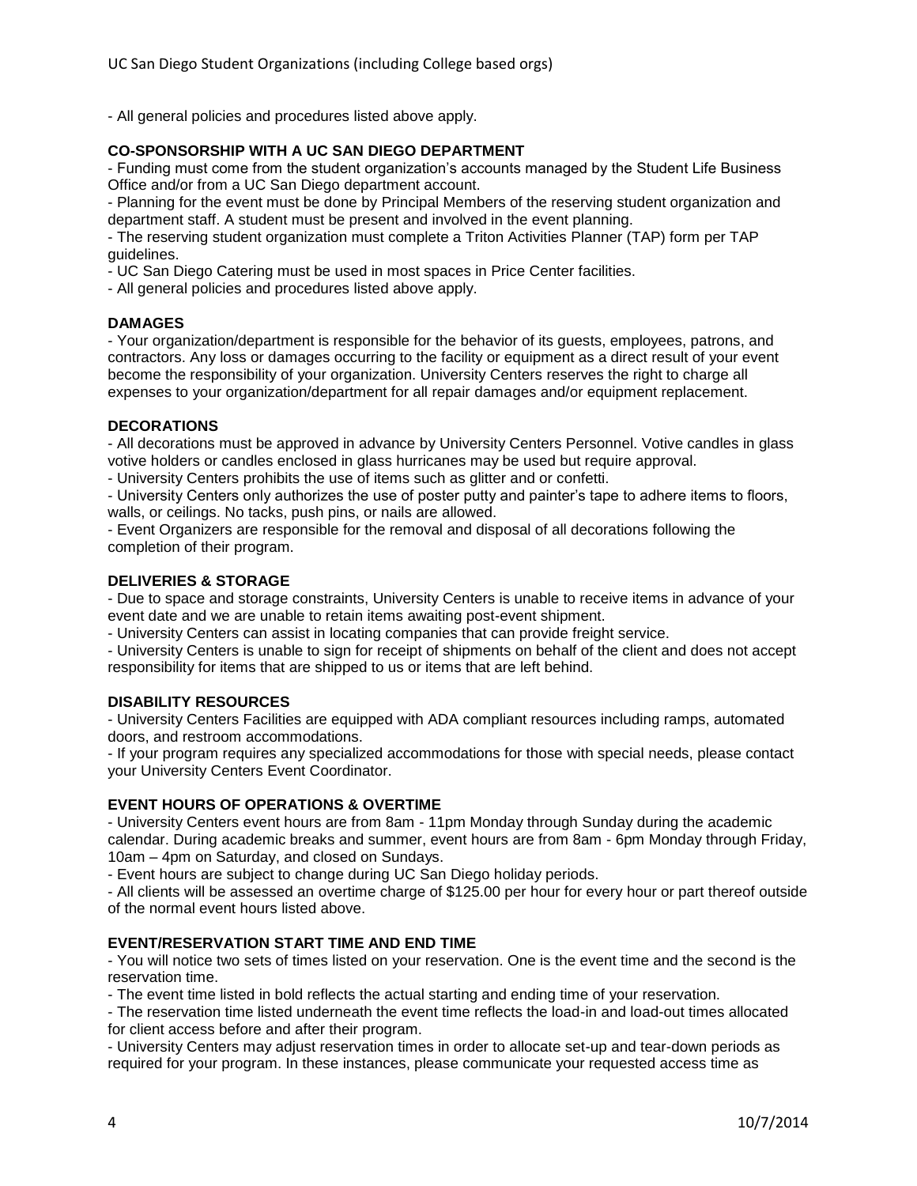UC San Diego Student Organizations (including College based orgs)

- All general policies and procedures listed above apply.

**CO-SPONSORSHIP WITH A UC SAN DIEGO DEPARTMENT**

- Funding must come from the student organization's accounts managed by the Student Life Business Office and/or from a UC San Diego department account.
- Planning for the event must be done by Principal Members of the reserving student organization and department staff. A student must be present and involved in the event planning.
- The reserving student organization must complete a Triton Activities Planner (TAP) form per TAP guidelines.
- UC San Diego Catering must be used in most spaces in Price Center facilities.
- All general policies and procedures listed above apply.

**DAMAGES**

- Your organization/department is responsible for the behavior of its guests, employees, patrons, and contractors. Any loss or damages occurring to the facility or equipment as a direct result of your event become the responsibility of your organization. University Centers reserves the right to charge all expenses to your organization/department for all repair damages and/or equipment replacement.

**DECORATIONS**

- All decorations must be approved in advance by University Centers Personnel. Votive candles in glass votive holders or candles enclosed in glass hurricanes may be used but require approval.
- University Centers prohibits the use of items such as glitter and or confetti.
- University Centers only authorizes the use of poster putty and painter's tape to adhere items to floors, walls, or ceilings. No tacks, push pins, or nails are allowed.
- Event Organizers are responsible for the removal and disposal of all decorations following the completion of their program.

**DELIVERIES & STORAGE**

- Due to space and storage constraints, University Centers is unable to receive items in advance of your event date and we are unable to retain items awaiting post-event shipment.
- University Centers can assist in locating companies that can provide freight service.
- University Centers is unable to sign for receipt of shipments on behalf of the client and does not accept responsibility for items that are shipped to us or items that are left behind.

**DISABILITY RESOURCES**

- University Centers Facilities are equipped with ADA compliant resources including ramps, automated doors, and restroom accommodations.
- If your program requires any specialized accommodations for those with special needs, please contact your University Centers Event Coordinator.

**EVENT HOURS OF OPERATIONS & OVERTIME**

- University Centers event hours are from 8am - 11pm Monday through Sunday during the academic calendar. During academic breaks and summer, event hours are from 8am - 6pm Monday through Friday, 10am – 4pm on Saturday, and closed on Sundays.
- Event hours are subject to change during UC San Diego holiday periods.
- All clients will be assessed an overtime charge of $125.00 per hour for every hour or part thereof outside of the normal event hours listed above.

**EVENT/RESERVATION START TIME AND END TIME**

- You will notice two sets of times listed on your reservation. One is the event time and the second is the reservation time.
- The event time listed in bold reflects the actual starting and ending time of your reservation.
- The reservation time listed underneath the event time reflects the load-in and load-out times allocated for client access before and after their program.
- University Centers may adjust reservation times in order to allocate set-up and tear-down periods as required for your program. In these instances, please communicate your requested access time as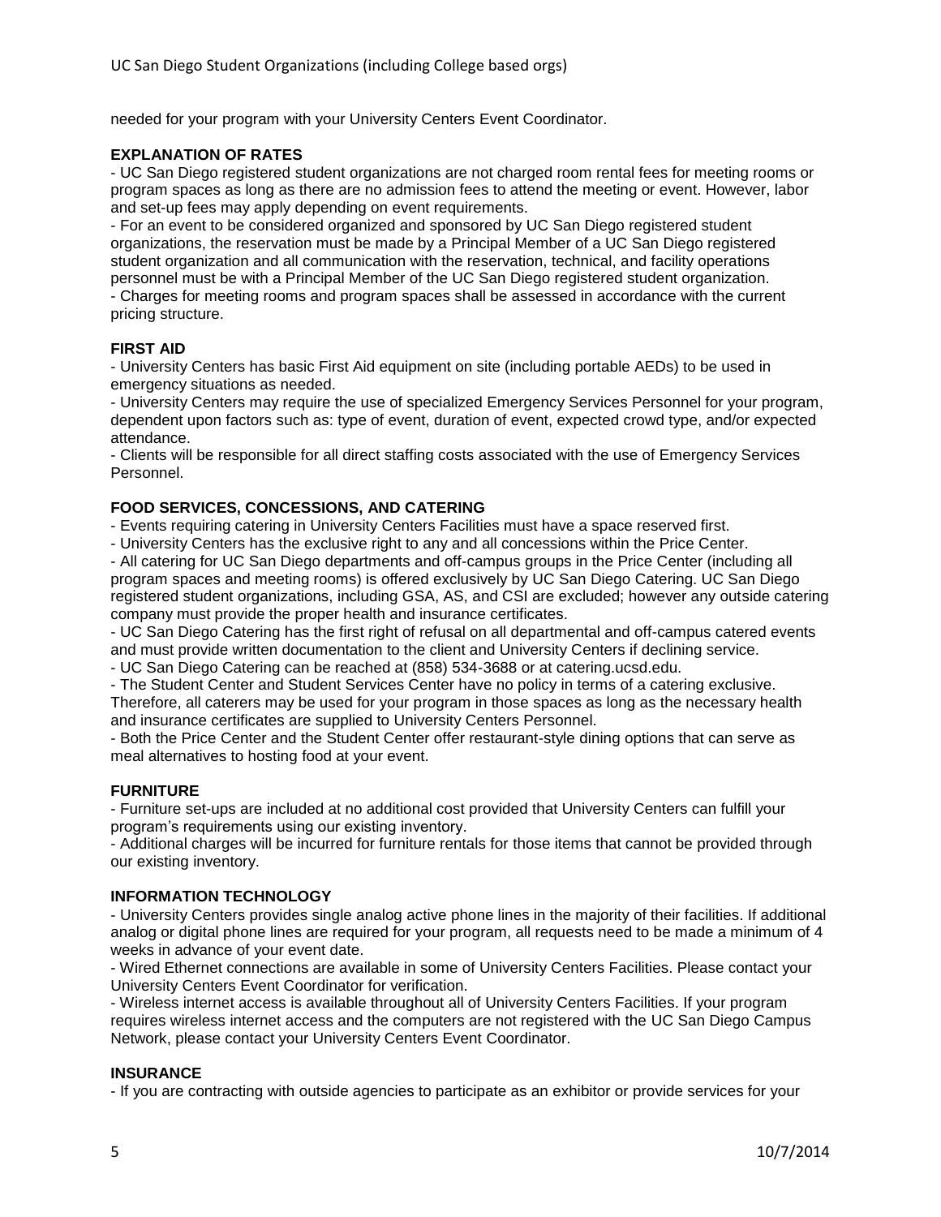needed for your program with your University Centers Event Coordinator.

**EXPLANATION OF RATES**

- UC San Diego registered student organizations are not charged room rental fees for meeting rooms or program spaces as long as there are no admission fees to attend the meeting or event. However, labor and set-up fees may apply depending on event requirements.
- For an event to be considered organized and sponsored by UC San Diego registered student organizations, the reservation must be made by a Principal Member of a UC San Diego registered student organization and all communication with the reservation, technical, and facility operations personnel must be with a Principal Member of the UC San Diego registered student organization.
- Charges for meeting rooms and program spaces shall be assessed in accordance with the current pricing structure.

**FIRST AID**

- University Centers has basic First Aid equipment on site (including portable AEDs) to be used in emergency situations as needed.
- University Centers may require the use of specialized Emergency Services Personnel for your program, dependent upon factors such as: type of event, duration of event, expected crowd type, and/or expected attendance.
- Clients will be responsible for all direct staffing costs associated with the use of Emergency Services Personnel.

**FOOD SERVICES, CONCESSIONS, AND CATERING**

- Events requiring catering in University Centers Facilities must have a space reserved first.
- University Centers has the exclusive right to any and all concessions within the Price Center.
- All catering for UC San Diego departments and off-campus groups in the Price Center (including all program spaces and meeting rooms) is offered exclusively by UC San Diego Catering. UC San Diego registered student organizations, including GSA, AS, and CSI are excluded; however any outside catering company must provide the proper health and insurance certificates.
- UC San Diego Catering has the first right of refusal on all departmental and off-campus catered events and must provide written documentation to the client and University Centers if declining service.
- UC San Diego Catering can be reached at (858) 534-3688 or at catering.ucsd.edu.
- The Student Center and Student Services Center have no policy in terms of a catering exclusive. Therefore, all caterers may be used for your program in those spaces as long as the necessary health and insurance certificates are supplied to University Centers Personnel.
- Both the Price Center and the Student Center offer restaurant-style dining options that can serve as meal alternatives to hosting food at your event.

**FURNITURE**

- Furniture set-ups are included at no additional cost provided that University Centers can fulfill your program's requirements using our existing inventory.
- Additional charges will be incurred for furniture rentals for those items that cannot be provided through our existing inventory.

**INFORMATION TECHNOLOGY**

- University Centers provides single analog active phone lines in the majority of their facilities. If additional analog or digital phone lines are required for your program, all requests need to be made a minimum of 4 weeks in advance of your event date.
- Wired Ethernet connections are available in some of University Centers Facilities. Please contact your University Centers Event Coordinator for verification.
- Wireless internet access is available throughout all of University Centers Facilities. If your program requires wireless internet access and the computers are not registered with the UC San Diego Campus Network, please contact your University Centers Event Coordinator.

**INSURANCE**

- If you are contracting with outside agencies to participate as an exhibitor or provide services for your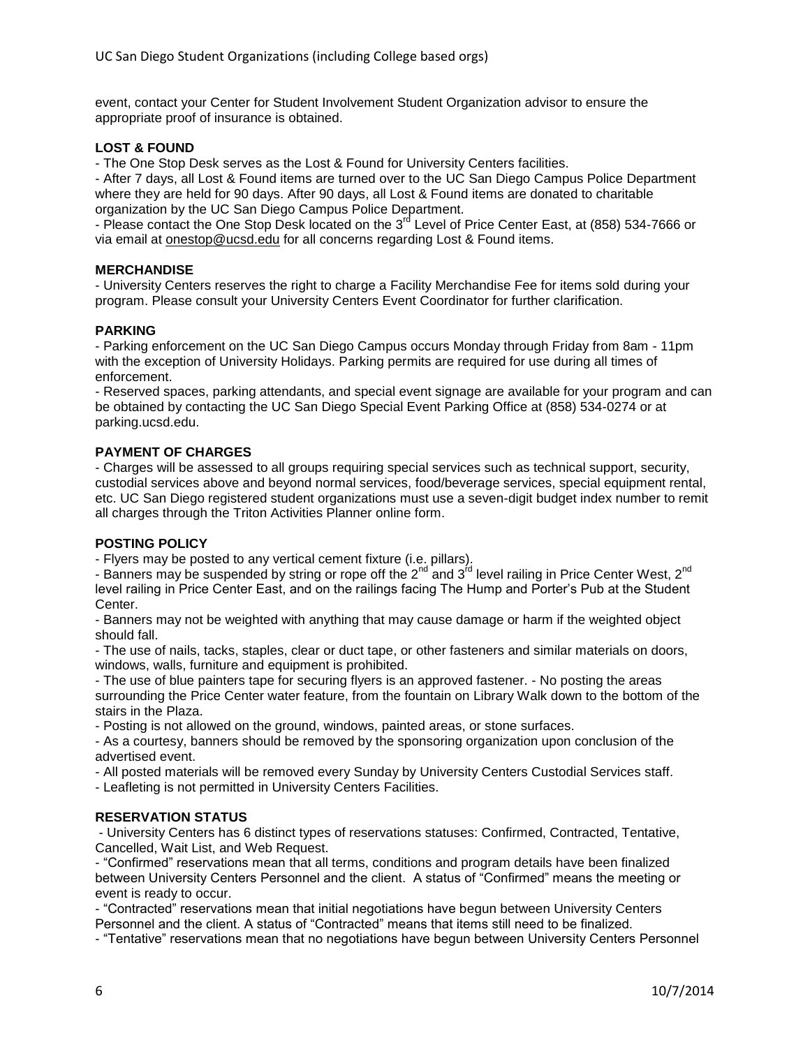event, contact your Center for Student Involvement Student Organization advisor to ensure the appropriate proof of insurance is obtained.

**LOST & FOUND**

- The One Stop Desk serves as the Lost & Found for University Centers facilities.
- After 7 days, all Lost & Found items are turned over to the UC San Diego Campus Police Department where they are held for 90 days. After 90 days, all Lost & Found items are donated to charitable organization by the UC San Diego Campus Police Department.
- Please contact the One Stop Desk located on the 3rd Level of Price Center East, at (858) 534-7666 or via email at onestop@ucsd.edu for all concerns regarding Lost & Found items.

**MERCHANDISE**

- University Centers reserves the right to charge a Facility Merchandise Fee for items sold during your program. Please consult your University Centers Event Coordinator for further clarification.

**PARKING**

- Parking enforcement on the UC San Diego Campus occurs Monday through Friday from 8am - 11pm with the exception of University Holidays. Parking permits are required for use during all times of enforcement.
- Reserved spaces, parking attendants, and special event signage are available for your program and can be obtained by contacting the UC San Diego Special Event Parking Office at (858) 534-0274 or at parking.ucsd.edu.

**PAYMENT OF CHARGES**

- Charges will be assessed to all groups requiring special services such as technical support, security, custodial services above and beyond normal services, food/beverage services, special equipment rental, etc. UC San Diego registered student organizations must use a seven-digit budget index number to remit all charges through the Triton Activities Planner online form.

**POSTING POLICY**

- Flyers may be posted to any vertical cement fixture (i.e. pillars).
- Banners may be suspended by string or rope off the 2nd and 3rd level railing in Price Center West, 2nd level railing in Price Center East, and on the railings facing The Hump and Porter's Pub at the Student Center.
- Banners may not be weighted with anything that may cause damage or harm if the weighted object should fall.
- The use of nails, tacks, staples, clear or duct tape, or other fasteners and similar materials on doors, windows, walls, furniture and equipment is prohibited.
- The use of blue painters tape for securing flyers is an approved fastener. - No posting the areas surrounding the Price Center water feature, from the fountain on Library Walk down to the bottom of the stairs in the Plaza.
- Posting is not allowed on the ground, windows, painted areas, or stone surfaces.
- As a courtesy, banners should be removed by the sponsoring organization upon conclusion of the advertised event.
- All posted materials will be removed every Sunday by University Centers Custodial Services staff.
- Leafleting is not permitted in University Centers Facilities.

**RESERVATION STATUS**

- University Centers has 6 distinct types of reservations statuses: Confirmed, Contracted, Tentative, Cancelled, Wait List, and Web Request.
- "Confirmed" reservations mean that all terms, conditions and program details have been finalized between University Centers Personnel and the client. A status of "Confirmed" means the meeting or event is ready to occur.
- "Contracted" reservations mean that initial negotiations have begun between University Centers Personnel and the client. A status of "Contracted" means that items still need to be finalized.
- "Tentative" reservations mean that no negotiations have begun between University Centers Personnel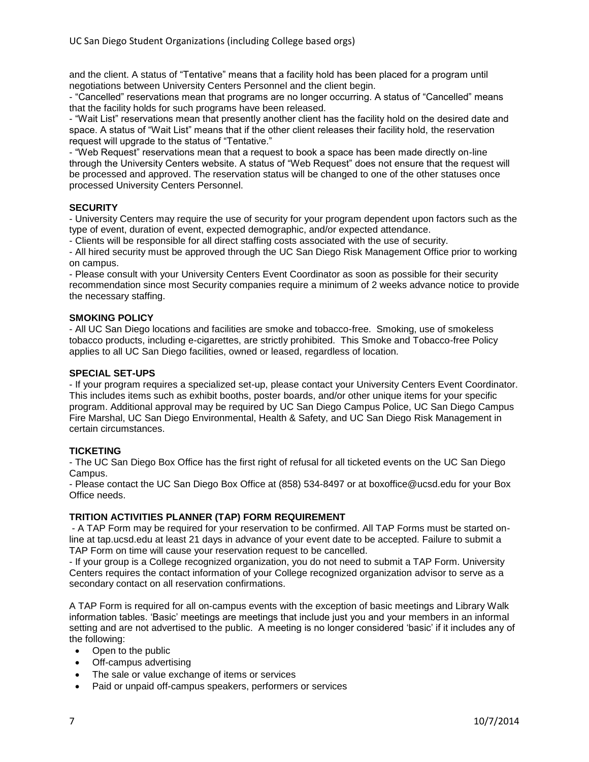and the client. A status of "Tentative" means that a facility hold has been placed for a program until negotiations between University Centers Personnel and the client begin.

- "Cancelled" reservations mean that programs are no longer occurring. A status of "Cancelled" means that the facility holds for such programs have been released.
- "Wait List" reservations mean that presently another client has the facility hold on the desired date and space. A status of "Wait List" means that if the other client releases their facility hold, the reservation request will upgrade to the status of "Tentative."
- "Web Request" reservations mean that a request to book a space has been made directly on-line through the University Centers website. A status of "Web Request" does not ensure that the request will be processed and approved. The reservation status will be changed to one of the other statuses once processed University Centers Personnel.

**SECURITY**

- University Centers may require the use of security for your program dependent upon factors such as the type of event, duration of event, expected demographic, and/or expected attendance.
- Clients will be responsible for all direct staffing costs associated with the use of security.
- All hired security must be approved through the UC San Diego Risk Management Office prior to working on campus.
- Please consult with your University Centers Event Coordinator as soon as possible for their security recommendation since most Security companies require a minimum of 2 weeks advance notice to provide the necessary staffing.

**SMOKING POLICY**

- All UC San Diego locations and facilities are smoke and tobacco-free. Smoking, use of smokeless tobacco products, including e-cigarettes, are strictly prohibited. This Smoke and Tobacco-free Policy applies to all UC San Diego facilities, owned or leased, regardless of location.

**SPECIAL SET-UPS**

- If your program requires a specialized set-up, please contact your University Centers Event Coordinator. This includes items such as exhibit booths, poster boards, and/or other unique items for your specific program. Additional approval may be required by UC San Diego Campus Police, UC San Diego Campus Fire Marshal, UC San Diego Environmental, Health & Safety, and UC San Diego Risk Management in certain circumstances.

**TICKETING**

- The UC San Diego Box Office has the first right of refusal for all ticketed events on the UC San Diego Campus.
- Please contact the UC San Diego Box Office at (858) 534-8497 or at boxoffice@ucsd.edu for your Box Office needs.

**TRITION ACTIVITIES PLANNER (TAP) FORM REQUIREMENT**

- A TAP Form may be required for your reservation to be confirmed. All TAP Forms must be started on-line at tap.ucsd.edu at least 21 days in advance of your event date to be accepted. Failure to submit a TAP Form on time will cause your reservation request to be cancelled.
- If your group is a College recognized organization, you do not need to submit a TAP Form. University Centers requires the contact information of your College recognized organization advisor to serve as a secondary contact on all reservation confirmations.

A TAP Form is required for all on-campus events with the exception of basic meetings and Library Walk information tables. 'Basic' meetings are meetings that include just you and your members in an informal setting and are not advertised to the public. A meeting is no longer considered 'basic' if it includes any of the following:

- Open to the public
- Off-campus advertising
- The sale or value exchange of items or services
- Paid or unpaid off-campus speakers, performers or services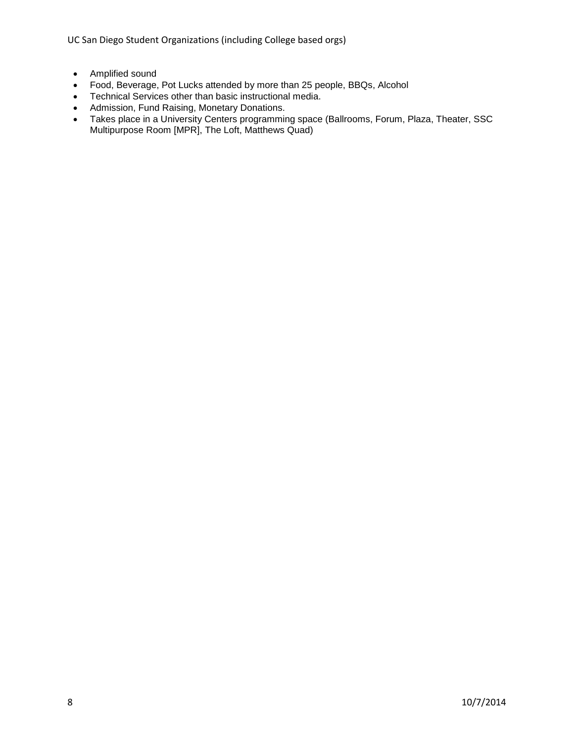- Amplified sound
- Food, Beverage, Pot Lucks attended by more than 25 people, BBQs, Alcohol
- Technical Services other than basic instructional media.
- Admission, Fund Raising, Monetary Donations.
- Takes place in a University Centers programming space (Ballrooms, Forum, Plaza, Theater, SSC Multipurpose Room [MPR], The Loft, Matthews Quad)